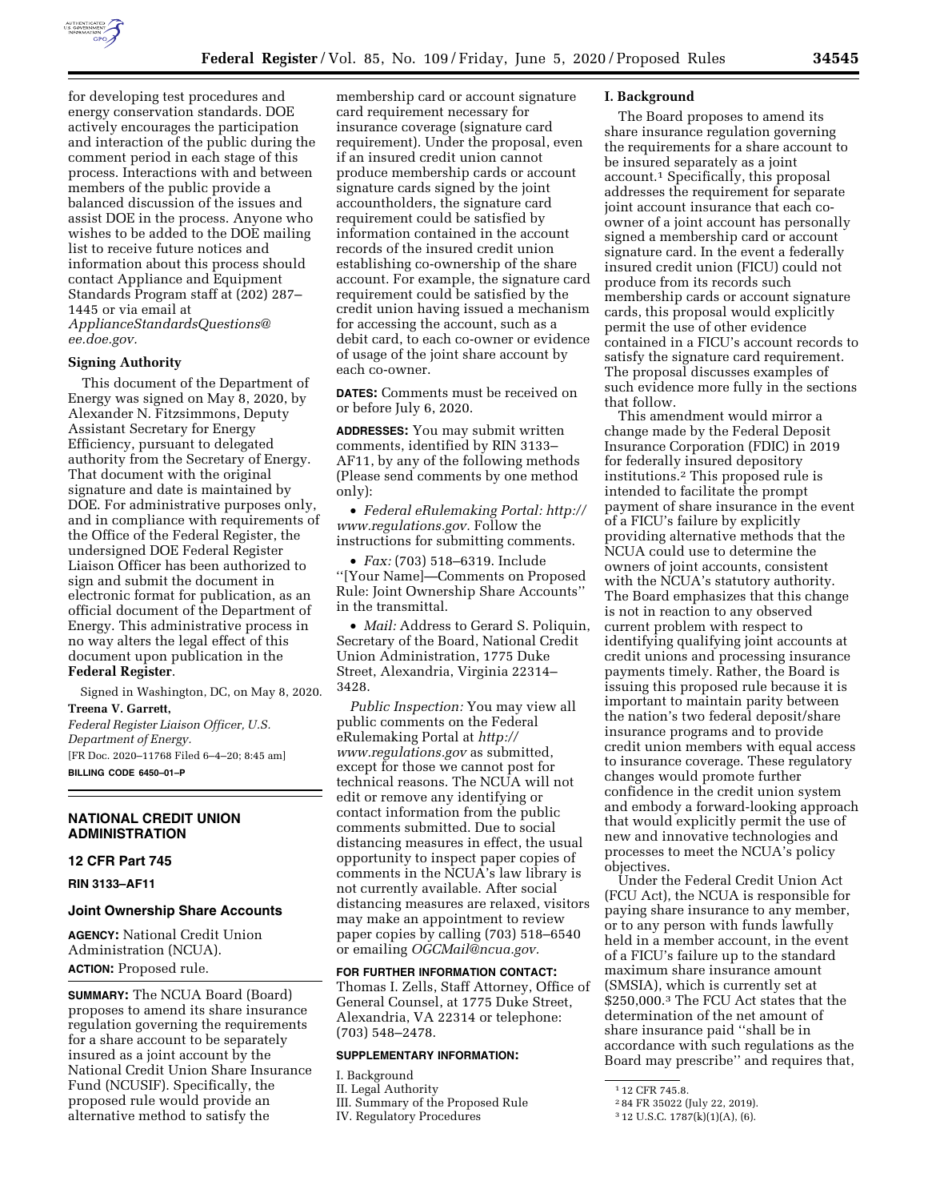for developing test procedures and energy conservation standards. DOE actively encourages the participation and interaction of the public during the comment period in each stage of this process. Interactions with and between members of the public provide a balanced discussion of the issues and assist DOE in the process. Anyone who wishes to be added to the DOE mailing list to receive future notices and information about this process should contact Appliance and Equipment Standards Program staff at (202) 287–1445 or via email at *ApplianceStandardsQuestions@ee.doe.gov.*

**Signing Authority**

This document of the Department of Energy was signed on May 8, 2020, by Alexander N. Fitzsimmons, Deputy Assistant Secretary for Energy Efficiency, pursuant to delegated authority from the Secretary of Energy. That document with the original signature and date is maintained by DOE. For administrative purposes only, and in compliance with requirements of the Office of the Federal Register, the undersigned DOE Federal Register Liaison Officer has been authorized to sign and submit the document in electronic format for publication, as an official document of the Department of Energy. This administrative process in no way alters the legal effect of this document upon publication in the **Federal Register**.

Signed in Washington, DC, on May 8, 2020.

**Treena V. Garrett,**

*Federal Register Liaison Officer, U.S. Department of Energy.*

[FR Doc. 2020–11768 Filed 6–4–20; 8:45 am]

**BILLING CODE 6450–01–P**

## NATIONAL CREDIT UNION ADMINISTRATION

### 12 CFR Part 745

**RIN 3133–AF11**

### Joint Ownership Share Accounts

**AGENCY:** National Credit Union Administration (NCUA).

**ACTION:** Proposed rule.

**SUMMARY:** The NCUA Board (Board) proposes to amend its share insurance regulation governing the requirements for a share account to be separately insured as a joint account by the National Credit Union Share Insurance Fund (NCUSIF). Specifically, the proposed rule would provide an alternative method to satisfy the membership card or account signature card requirement necessary for insurance coverage (signature card requirement). Under the proposal, even if an insured credit union cannot produce membership cards or account signature cards signed by the joint accountholders, the signature card requirement could be satisfied by information contained in the account records of the insured credit union establishing co-ownership of the share account. For example, the signature card requirement could be satisfied by the credit union having issued a mechanism for accessing the account, such as a debit card, to each co-owner or evidence of usage of the joint share account by each co-owner.

**DATES:** Comments must be received on or before July 6, 2020.

**ADDRESSES:** You may submit written comments, identified by RIN 3133–AF11, by any of the following methods (Please send comments by one method only):

- *Federal eRulemaking Portal: http://www.regulations.gov.* Follow the instructions for submitting comments.
- *Fax:* (703) 518–6319. Include ''[Your Name]—Comments on Proposed Rule: Joint Ownership Share Accounts'' in the transmittal.
- *Mail:* Address to Gerard S. Poliquin, Secretary of the Board, National Credit Union Administration, 1775 Duke Street, Alexandria, Virginia 22314–3428.

*Public Inspection:* You may view all public comments on the Federal eRulemaking Portal at *http://www.regulations.gov* as submitted, except for those we cannot post for technical reasons. The NCUA will not edit or remove any identifying or contact information from the public comments submitted. Due to social distancing measures in effect, the usual opportunity to inspect paper copies of comments in the NCUA's law library is not currently available. After social distancing measures are relaxed, visitors may make an appointment to review paper copies by calling (703) 518–6540 or emailing *OGCMail@ncua.gov.*

**FOR FURTHER INFORMATION CONTACT:** Thomas I. Zells, Staff Attorney, Office of General Counsel, at 1775 Duke Street, Alexandria, VA 22314 or telephone: (703) 548–2478.

**SUPPLEMENTARY INFORMATION:**

I. Background
II. Legal Authority
III. Summary of the Proposed Rule
IV. Regulatory Procedures

**I. Background**

The Board proposes to amend its share insurance regulation governing the requirements for a share account to be insured separately as a joint account.[1] Specifically, this proposal addresses the requirement for separate joint account insurance that each co-owner of a joint account has personally signed a membership card or account signature card. In the event a federally insured credit union (FICU) could not produce from its records such membership cards or account signature cards, this proposal would explicitly permit the use of other evidence contained in a FICU's account records to satisfy the signature card requirement. The proposal discusses examples of such evidence more fully in the sections that follow.

This amendment would mirror a change made by the Federal Deposit Insurance Corporation (FDIC) in 2019 for federally insured depository institutions.[2] This proposed rule is intended to facilitate the prompt payment of share insurance in the event of a FICU's failure by explicitly providing alternative methods that the NCUA could use to determine the owners of joint accounts, consistent with the NCUA's statutory authority. The Board emphasizes that this change is not in reaction to any observed current problem with respect to identifying qualifying joint accounts at credit unions and processing insurance payments timely. Rather, the Board is issuing this proposed rule because it is important to maintain parity between the nation's two federal deposit/share insurance programs and to provide credit union members with equal access to insurance coverage. These regulatory changes would promote further confidence in the credit union system and embody a forward-looking approach that would explicitly permit the use of new and innovative technologies and processes to meet the NCUA's policy objectives.

Under the Federal Credit Union Act (FCU Act), the NCUA is responsible for paying share insurance to any member, or to any person with funds lawfully held in a member account, in the event of a FICU's failure up to the standard maximum share insurance amount (SMSIA), which is currently set at $250,000.[3] The FCU Act states that the determination of the net amount of share insurance paid ''shall be in accordance with such regulations as the Board may prescribe'' and requires that,

[1] 12 CFR 745.8.

[2] 84 FR 35022 (July 22, 2019).

[3] 12 U.S.C. 1787(k)(1)(A), (6).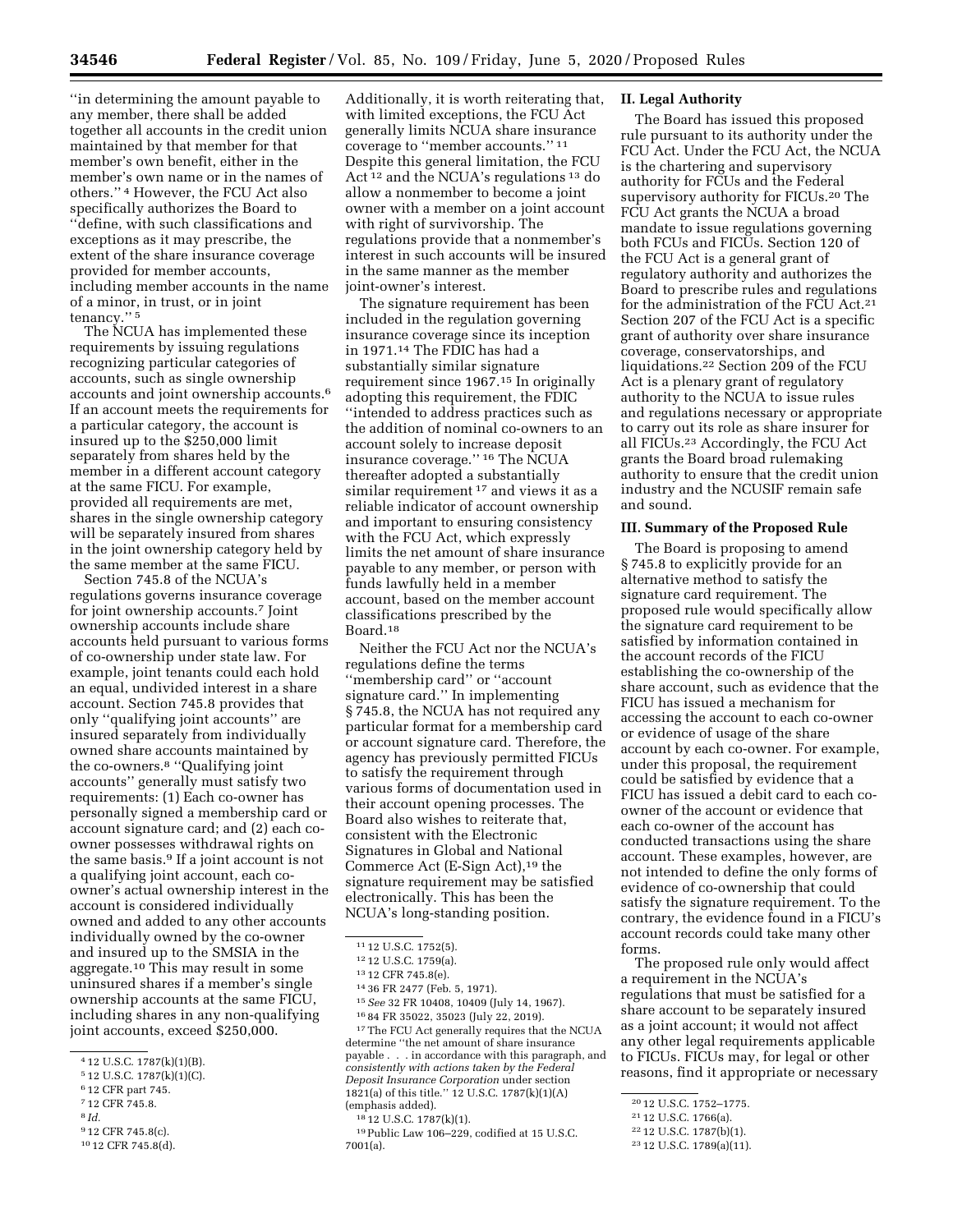"in determining the amount payable to any member, there shall be added together all accounts in the credit union maintained by that member for that member's own benefit, either in the member's own name or in the names of others."[4] However, the FCU Act also specifically authorizes the Board to "define, with such classifications and exceptions as it may prescribe, the extent of the share insurance coverage provided for member accounts, including member accounts in the name of a minor, in trust, or in joint tenancy."[5]

The NCUA has implemented these requirements by issuing regulations recognizing particular categories of accounts, such as single ownership accounts and joint ownership accounts.[6] If an account meets the requirements for a particular category, the account is insured up to the $250,000 limit separately from shares held by the member in a different account category at the same FICU. For example, provided all requirements are met, shares in the single ownership category will be separately insured from shares in the joint ownership category held by the same member at the same FICU.

Section 745.8 of the NCUA's regulations governs insurance coverage for joint ownership accounts.[7] Joint ownership accounts include share accounts held pursuant to various forms of co-ownership under state law. For example, joint tenants could each hold an equal, undivided interest in a share account. Section 745.8 provides that only "qualifying joint accounts" are insured separately from individually owned share accounts maintained by the co-owners.[8] "Qualifying joint accounts" generally must satisfy two requirements: (1) Each co-owner has personally signed a membership card or account signature card; and (2) each co-owner possesses withdrawal rights on the same basis.[9] If a joint account is not a qualifying joint account, each co-owner's actual ownership interest in the account is considered individually owned and added to any other accounts individually owned by the co-owner and insured up to the SMSIA in the aggregate.[10] This may result in some uninsured shares if a member's single ownership accounts at the same FICU, including shares in any non-qualifying joint accounts, exceed $250,000.

Additionally, it is worth reiterating that, with limited exceptions, the FCU Act generally limits NCUA share insurance coverage to "member accounts."[11] Despite this general limitation, the FCU Act[12] and the NCUA's regulations[13] do allow a nonmember to become a joint owner with a member on a joint account with right of survivorship. The regulations provide that a nonmember's interest in such accounts will be insured in the same manner as the member joint-owner's interest.

The signature requirement has been included in the regulation governing insurance coverage since its inception in 1971.[14] The FDIC has had a substantially similar signature requirement since 1967.[15] In originally adopting this requirement, the FDIC "intended to address practices such as the addition of nominal co-owners to an account solely to increase deposit insurance coverage."[16] The NCUA thereafter adopted a substantially similar requirement[17] and views it as a reliable indicator of account ownership and important to ensuring consistency with the FCU Act, which expressly limits the net amount of share insurance payable to any member, or person with funds lawfully held in a member account, based on the member account classifications prescribed by the Board.[18]

Neither the FCU Act nor the NCUA's regulations define the terms "membership card" or "account signature card." In implementing § 745.8, the NCUA has not required any particular format for a membership card or account signature card. Therefore, the agency has previously permitted FICUs to satisfy the requirement through various forms of documentation used in their account opening processes. The Board also wishes to reiterate that, consistent with the Electronic Signatures in Global and National Commerce Act (E-Sign Act),[19] the signature requirement may be satisfied electronically. This has been the NCUA's long-standing position.

## II. Legal Authority

The Board has issued this proposed rule pursuant to its authority under the FCU Act. Under the FCU Act, the NCUA is the chartering and supervisory authority for FCUs and the Federal supervisory authority for FICUs.[20] The FCU Act grants the NCUA a broad mandate to issue regulations governing both FCUs and FICUs. Section 120 of the FCU Act is a general grant of regulatory authority and authorizes the Board to prescribe rules and regulations for the administration of the FCU Act.[21] Section 207 of the FCU Act is a specific grant of authority over share insurance coverage, conservatorships, and liquidations.[22] Section 209 of the FCU Act is a plenary grant of regulatory authority to the NCUA to issue rules and regulations necessary or appropriate to carry out its role as share insurer for all FICUs.[23] Accordingly, the FCU Act grants the Board broad rulemaking authority to ensure that the credit union industry and the NCUSIF remain safe and sound.

## III. Summary of the Proposed Rule

The Board is proposing to amend § 745.8 to explicitly provide for an alternative method to satisfy the signature card requirement. The proposed rule would specifically allow the signature card requirement to be satisfied by information contained in the account records of the FICU establishing the co-ownership of the share account, such as evidence that the FICU has issued a mechanism for accessing the account to each co-owner or evidence of usage of the share account by each co-owner. For example, under this proposal, the requirement could be satisfied by evidence that a FICU has issued a debit card to each co-owner of the account or evidence that each co-owner of the account has conducted transactions using the share account. These examples, however, are not intended to define the only forms of evidence of co-ownership that could satisfy the signature requirement. To the contrary, the evidence found in a FICU's account records could take many other forms.

The proposed rule only would affect a requirement in the NCUA's regulations that must be satisfied for a share account to be separately insured as a joint account; it would not affect any other legal requirements applicable to FICUs. FICUs may, for legal or other reasons, find it appropriate or necessary

---

[4] 12 U.S.C. 1787(k)(1)(B).

[5] 12 U.S.C. 1787(k)(1)(C).

[6] 12 CFR part 745.

[7] 12 CFR 745.8.

[8] *Id.*

[9] 12 CFR 745.8(c).

[10] 12 CFR 745.8(d).

[11] 12 U.S.C. 1752(5).

[12] 12 U.S.C. 1759(a).

[13] 12 CFR 745.8(e).

[14] 36 FR 2477 (Feb. 5, 1971).

[15] *See* 32 FR 10408, 10409 (July 14, 1967).

[16] 84 FR 35022, 35023 (July 22, 2019).

[17] The FCU Act generally requires that the NCUA determine "the net amount of share insurance payable . . . in accordance with this paragraph, and *consistently with actions taken by the Federal Deposit Insurance Corporation* under section 1821(a) of this title." 12 U.S.C. 1787(k)(1)(A) (emphasis added).

[18] 12 U.S.C. 1787(k)(1).

[19] Public Law 106–229, codified at 15 U.S.C. 7001(a).

[20] 12 U.S.C. 1752–1775.

[21] 12 U.S.C. 1766(a).

[22] 12 U.S.C. 1787(b)(1).

[23] 12 U.S.C. 1789(a)(11).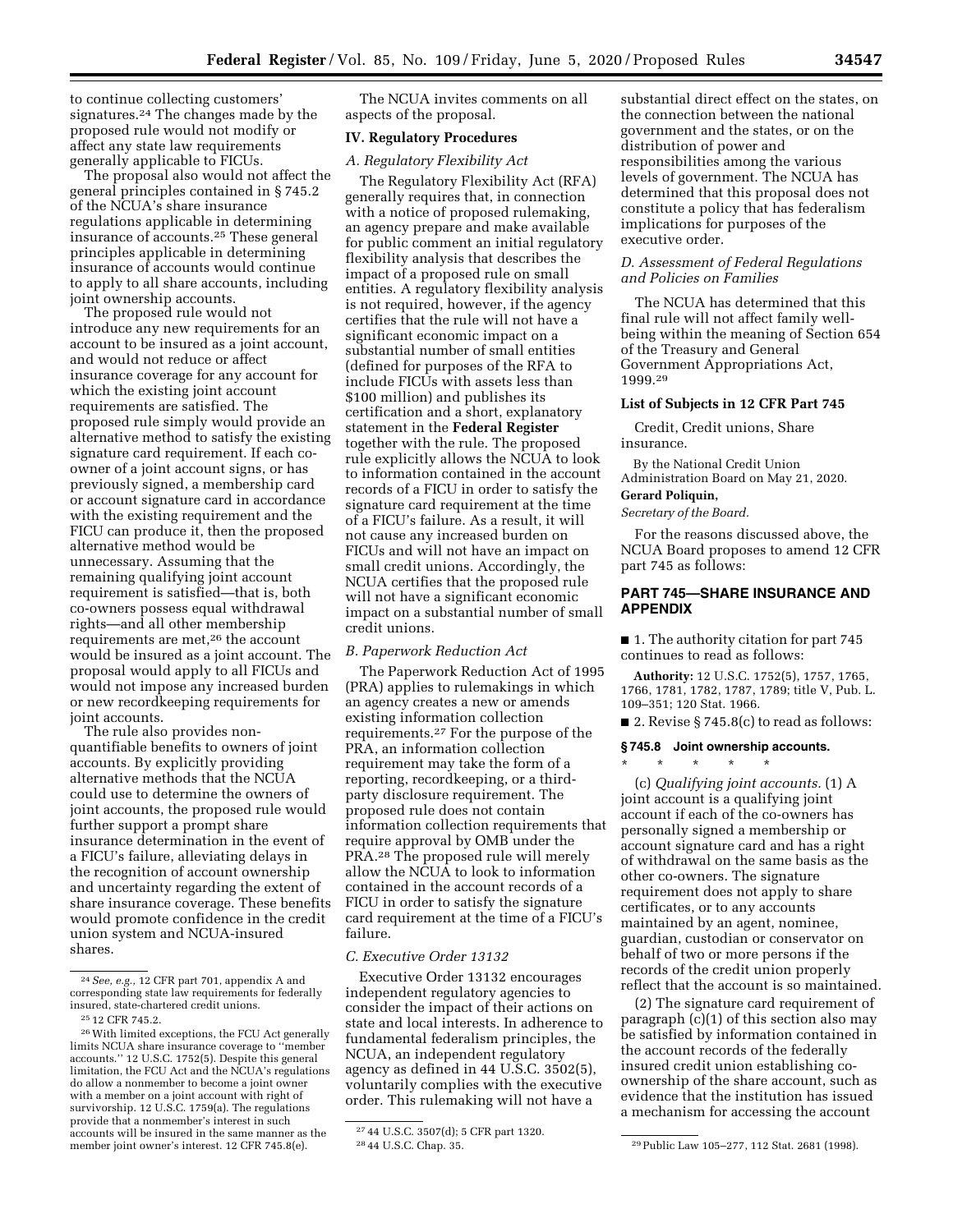to continue collecting customers' signatures.[24] The changes made by the proposed rule would not modify or affect any state law requirements generally applicable to FICUs.

The proposal also would not affect the general principles contained in § 745.2 of the NCUA's share insurance regulations applicable in determining insurance of accounts.[25] These general principles applicable in determining insurance of accounts would continue to apply to all share accounts, including joint ownership accounts.

The proposed rule would not introduce any new requirements for an account to be insured as a joint account, and would not reduce or affect insurance coverage for any account for which the existing joint account requirements are satisfied. The proposed rule simply would provide an alternative method to satisfy the existing signature card requirement. If each co-owner of a joint account signs, or has previously signed, a membership card or account signature card in accordance with the existing requirement and the FICU can produce it, then the proposed alternative method would be unnecessary. Assuming that the remaining qualifying joint account requirement is satisfied—that is, both co-owners possess equal withdrawal rights—and all other membership requirements are met,[26] the account would be insured as a joint account. The proposal would apply to all FICUs and would not impose any increased burden or new recordkeeping requirements for joint accounts.

The rule also provides non-quantifiable benefits to owners of joint accounts. By explicitly providing alternative methods that the NCUA could use to determine the owners of joint accounts, the proposed rule would further support a prompt share insurance determination in the event of a FICU's failure, alleviating delays in the recognition of account ownership and uncertainty regarding the extent of share insurance coverage. These benefits would promote confidence in the credit union system and NCUA-insured shares.

The NCUA invites comments on all aspects of the proposal.

## IV. Regulatory Procedures

### A. Regulatory Flexibility Act

The Regulatory Flexibility Act (RFA) generally requires that, in connection with a notice of proposed rulemaking, an agency prepare and make available for public comment an initial regulatory flexibility analysis that describes the impact of a proposed rule on small entities. A regulatory flexibility analysis is not required, however, if the agency certifies that the rule will not have a significant economic impact on a substantial number of small entities (defined for purposes of the RFA to include FICUs with assets less than $100 million) and publishes its certification and a short, explanatory statement in the **Federal Register** together with the rule. The proposed rule explicitly allows the NCUA to look to information contained in the account records of a FICU in order to satisfy the signature card requirement at the time of a FICU's failure. As a result, it will not cause any increased burden on FICUs and will not have an impact on small credit unions. Accordingly, the NCUA certifies that the proposed rule will not have a significant economic impact on a substantial number of small credit unions.

### B. Paperwork Reduction Act

The Paperwork Reduction Act of 1995 (PRA) applies to rulemakings in which an agency creates a new or amends existing information collection requirements.[27] For the purpose of the PRA, an information collection requirement may take the form of a reporting, recordkeeping, or a third-party disclosure requirement. The proposed rule does not contain information collection requirements that require approval by OMB under the PRA.[28] The proposed rule will merely allow the NCUA to look to information contained in the account records of a FICU in order to satisfy the signature card requirement at the time of a FICU's failure.

### C. Executive Order 13132

Executive Order 13132 encourages independent regulatory agencies to consider the impact of their actions on state and local interests. In adherence to fundamental federalism principles, the NCUA, an independent regulatory agency as defined in 44 U.S.C. 3502(5), voluntarily complies with the executive order. This rulemaking will not have a substantial direct effect on the states, on the connection between the national government and the states, or on the distribution of power and responsibilities among the various levels of government. The NCUA has determined that this proposal does not constitute a policy that has federalism implications for purposes of the executive order.

### D. Assessment of Federal Regulations and Policies on Families

The NCUA has determined that this final rule will not affect family well-being within the meaning of Section 654 of the Treasury and General Government Appropriations Act, 1999.[29]

## List of Subjects in 12 CFR Part 745

Credit, Credit unions, Share insurance.

By the National Credit Union Administration Board on May 21, 2020.

**Gerard Poliquin,**

*Secretary of the Board.*

For the reasons discussed above, the NCUA Board proposes to amend 12 CFR part 745 as follows:

## PART 745—SHARE INSURANCE AND APPENDIX

■ 1. The authority citation for part 745 continues to read as follows:

**Authority:** 12 U.S.C. 1752(5), 1757, 1765, 1766, 1781, 1782, 1787, 1789; title V, Pub. L. 109–351; 120 Stat. 1966.

■ 2. Revise § 745.8(c) to read as follows:

### § 745.8 Joint ownership accounts.

\* \* \* \* \*

(c) *Qualifying joint accounts.* (1) A joint account is a qualifying joint account if each of the co-owners has personally signed a membership or account signature card and has a right of withdrawal on the same basis as the other co-owners. The signature requirement does not apply to share certificates, or to any accounts maintained by an agent, nominee, guardian, custodian or conservator on behalf of two or more persons if the records of the credit union properly reflect that the account is so maintained.

(2) The signature card requirement of paragraph (c)(1) of this section also may be satisfied by information contained in the account records of the federally insured credit union establishing co-ownership of the share account, such as evidence that the institution has issued a mechanism for accessing the account

---

[24] *See, e.g.,* 12 CFR part 701, appendix A and corresponding state law requirements for federally insured, state-chartered credit unions.

[25] 12 CFR 745.2.

[26] With limited exceptions, the FCU Act generally limits NCUA share insurance coverage to "member accounts." 12 U.S.C. 1752(5). Despite this general limitation, the FCU Act and the NCUA's regulations do allow a nonmember to become a joint owner with a member on a joint account with right of survivorship. 12 U.S.C. 1759(a). The regulations provide that a nonmember's interest in such accounts will be insured in the same manner as the member joint owner's interest. 12 CFR 745.8(e).

[27] 44 U.S.C. 3507(d); 5 CFR part 1320.

[28] 44 U.S.C. Chap. 35.

[29] Public Law 105–277, 112 Stat. 2681 (1998).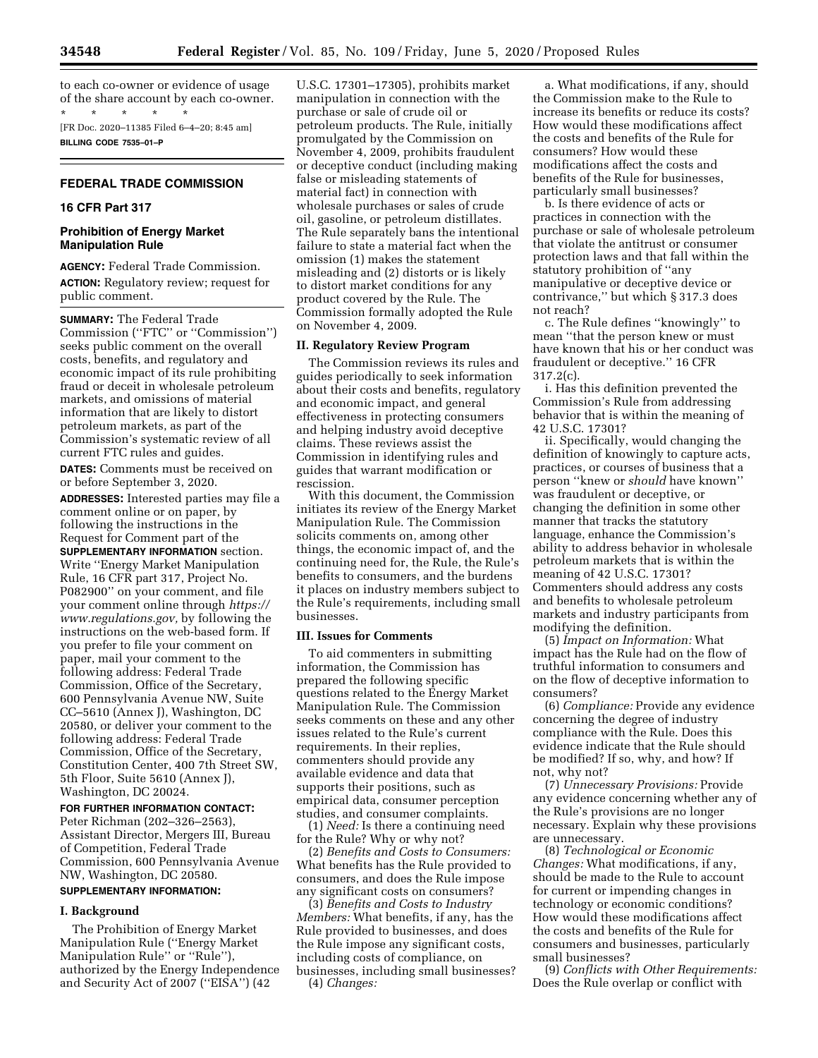to each co-owner or evidence of usage of the share account by each co-owner.

\* \* \* \* \*

[FR Doc. 2020–11385 Filed 6–4–20; 8:45 am]

**BILLING CODE 7535–01–P**

## FEDERAL TRADE COMMISSION

### 16 CFR Part 317

### Prohibition of Energy Market Manipulation Rule

**AGENCY:** Federal Trade Commission.

**ACTION:** Regulatory review; request for public comment.

**SUMMARY:** The Federal Trade Commission (''FTC'' or ''Commission'') seeks public comment on the overall costs, benefits, and regulatory and economic impact of its rule prohibiting fraud or deceit in wholesale petroleum markets, and omissions of material information that are likely to distort petroleum markets, as part of the Commission's systematic review of all current FTC rules and guides.

**DATES:** Comments must be received on or before September 3, 2020.

**ADDRESSES:** Interested parties may file a comment online or on paper, by following the instructions in the Request for Comment part of the **SUPPLEMENTARY INFORMATION** section. Write ''Energy Market Manipulation Rule, 16 CFR part 317, Project No. P082900'' on your comment, and file your comment online through *https://www.regulations.gov,* by following the instructions on the web-based form. If you prefer to file your comment on paper, mail your comment to the following address: Federal Trade Commission, Office of the Secretary, 600 Pennsylvania Avenue NW, Suite CC–5610 (Annex J), Washington, DC 20580, or deliver your comment to the following address: Federal Trade Commission, Office of the Secretary, Constitution Center, 400 7th Street SW, 5th Floor, Suite 5610 (Annex J), Washington, DC 20024.

**FOR FURTHER INFORMATION CONTACT:** Peter Richman (202–326–2563), Assistant Director, Mergers III, Bureau of Competition, Federal Trade Commission, 600 Pennsylvania Avenue NW, Washington, DC 20580.

**SUPPLEMENTARY INFORMATION:**

#### I. Background

The Prohibition of Energy Market Manipulation Rule (''Energy Market Manipulation Rule'' or ''Rule''), authorized by the Energy Independence and Security Act of 2007 (''EISA'') (42 U.S.C. 17301–17305), prohibits market manipulation in connection with the purchase or sale of crude oil or petroleum products. The Rule, initially promulgated by the Commission on November 4, 2009, prohibits fraudulent or deceptive conduct (including making false or misleading statements of material fact) in connection with wholesale purchases or sales of crude oil, gasoline, or petroleum distillates. The Rule separately bans the intentional failure to state a material fact when the omission (1) makes the statement misleading and (2) distorts or is likely to distort market conditions for any product covered by the Rule. The Commission formally adopted the Rule on November 4, 2009.

#### II. Regulatory Review Program

The Commission reviews its rules and guides periodically to seek information about their costs and benefits, regulatory and economic impact, and general effectiveness in protecting consumers and helping industry avoid deceptive claims. These reviews assist the Commission in identifying rules and guides that warrant modification or rescission.

With this document, the Commission initiates its review of the Energy Market Manipulation Rule. The Commission solicits comments on, among other things, the economic impact of, and the continuing need for, the Rule, the Rule's benefits to consumers, and the burdens it places on industry members subject to the Rule's requirements, including small businesses.

#### III. Issues for Comments

To aid commenters in submitting information, the Commission has prepared the following specific questions related to the Energy Market Manipulation Rule. The Commission seeks comments on these and any other issues related to the Rule's current requirements. In their replies, commenters should provide any available evidence and data that supports their positions, such as empirical data, consumer perception studies, and consumer complaints.

(1) *Need:* Is there a continuing need for the Rule? Why or why not?

(2) *Benefits and Costs to Consumers:* What benefits has the Rule provided to consumers, and does the Rule impose any significant costs on consumers?

(3) *Benefits and Costs to Industry Members:* What benefits, if any, has the Rule provided to businesses, and does the Rule impose any significant costs, including costs of compliance, on businesses, including small businesses?

(4) *Changes:*

a. What modifications, if any, should the Commission make to the Rule to increase its benefits or reduce its costs? How would these modifications affect the costs and benefits of the Rule for consumers? How would these modifications affect the costs and benefits of the Rule for businesses, particularly small businesses?

b. Is there evidence of acts or practices in connection with the purchase or sale of wholesale petroleum that violate the antitrust or consumer protection laws and that fall within the statutory prohibition of ''any manipulative or deceptive device or contrivance,'' but which § 317.3 does not reach?

c. The Rule defines ''knowingly'' to mean ''that the person knew or must have known that his or her conduct was fraudulent or deceptive.'' 16 CFR 317.2(c).

i. Has this definition prevented the Commission's Rule from addressing behavior that is within the meaning of 42 U.S.C. 17301?

ii. Specifically, would changing the definition of knowingly to capture acts, practices, or courses of business that a person ''knew or *should* have known'' was fraudulent or deceptive, or changing the definition in some other manner that tracks the statutory language, enhance the Commission's ability to address behavior in wholesale petroleum markets that is within the meaning of 42 U.S.C. 17301? Commenters should address any costs and benefits to wholesale petroleum markets and industry participants from modifying the definition.

(5) *Impact on Information:* What impact has the Rule had on the flow of truthful information to consumers and on the flow of deceptive information to consumers?

(6) *Compliance:* Provide any evidence concerning the degree of industry compliance with the Rule. Does this evidence indicate that the Rule should be modified? If so, why, and how? If not, why not?

(7) *Unnecessary Provisions:* Provide any evidence concerning whether any of the Rule's provisions are no longer necessary. Explain why these provisions are unnecessary.

(8) *Technological or Economic Changes:* What modifications, if any, should be made to the Rule to account for current or impending changes in technology or economic conditions? How would these modifications affect the costs and benefits of the Rule for consumers and businesses, particularly small businesses?

(9) *Conflicts with Other Requirements:* Does the Rule overlap or conflict with